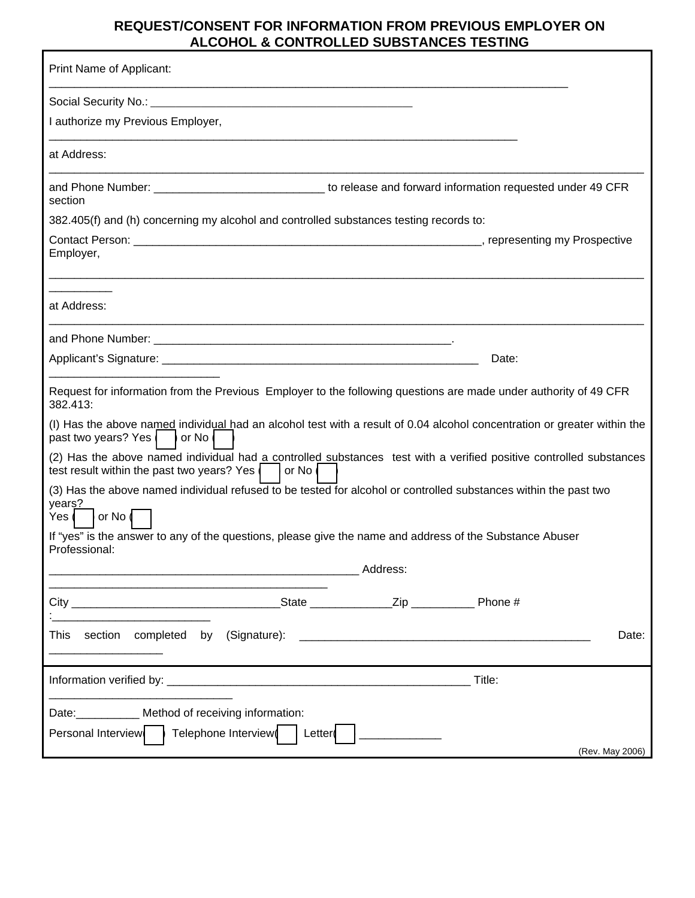# REQUEST/CONSENT FOR INFORMATION FROM PREVIOUS EMPLOYER ON ALCOHOL & CONTROLLED SUBSTANCES TESTING

Print Name of Applicant:

_______________________________________________________________________________

Social Security No.: ________________________________________

I authorize my Previous Employer,

________________________________________________________________________

at Address:

_______________________________________________________________________________

and Phone Number: __________________________ to release and forward information requested under 49 CFR section

382.405(f) and (h) concerning my alcohol and controlled substances testing records to:

Contact Person: ____________________________________________________, representing my Prospective Employer,

_______________________________________________________________________________

at Address:

_______________________________________________________________________________

and Phone Number: ______________________________________________.

Applicant's Signature: ________________________________________________ Date: __________________________

Request for information from the Previous Employer to the following questions are made under authority of 49 CFR 382.413:

(I) Has the above named individual had an alcohol test with a result of 0.04 alcohol concentration or greater within the past two years? Yes ( ) or No ( )

(2) Has the above named individual had a controlled substances test with a verified positive controlled substances test result within the past two years? Yes ( ) or No ( )

(3) Has the above named individual refused to be tested for alcohol or controlled substances within the past two years?
Yes ( ) or No ( )

If "yes" is the answer to any of the questions, please give the name and address of the Substance Abuser Professional:

_______________________________________________ Address: ___________________________________________

City _______________________________State ____________Zip _________ Phone # :________________________

This section completed by (Signature): ____________________________________________ Date: _________________

Information verified by: ______________________________________________ Title: ____________________________

Date:__________ Method of receiving information:

Personal Interview( ) Telephone Interview( ) Letter( ) ____________

(Rev. May 2006)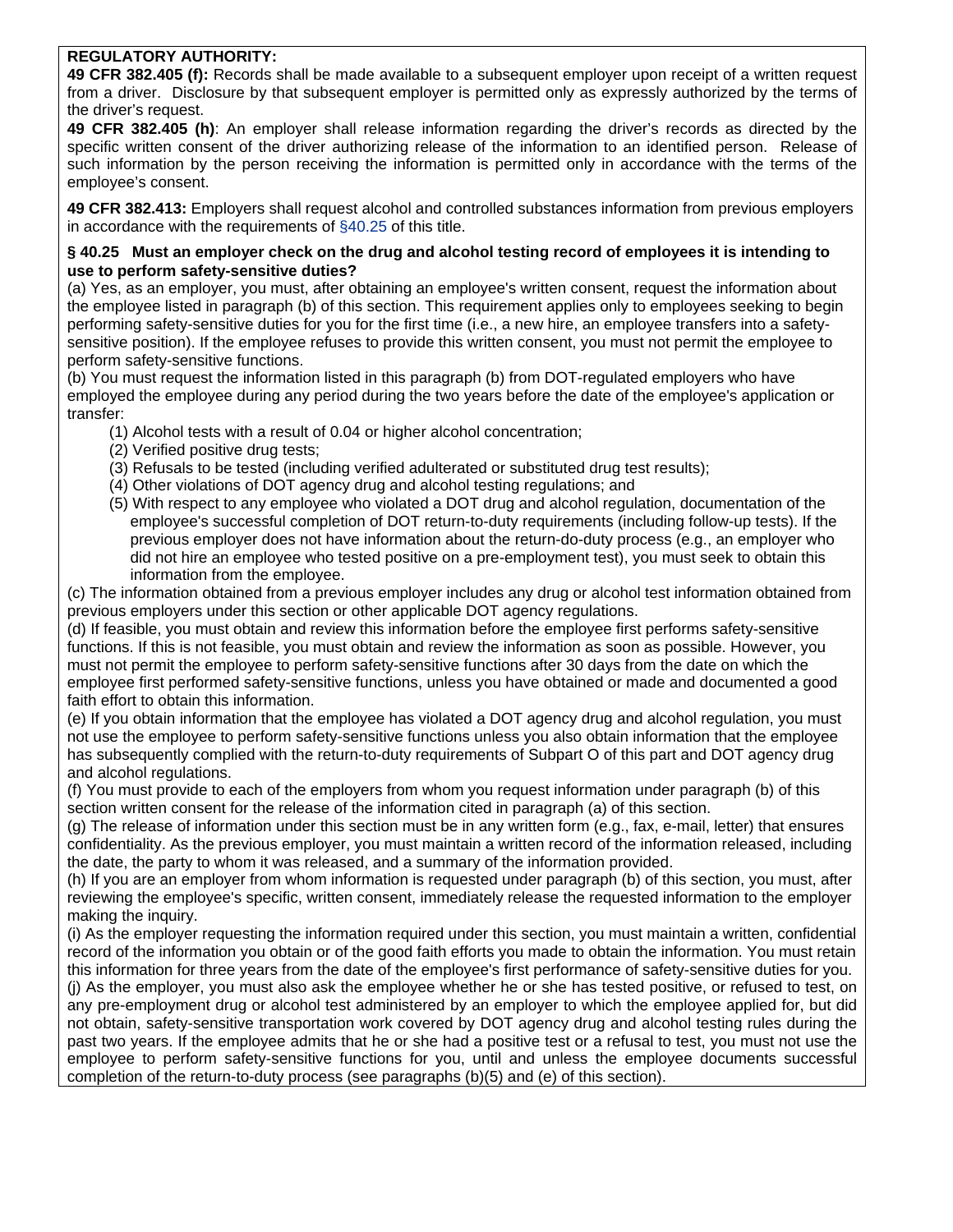**REGULATORY AUTHORITY:**

**49 CFR 382.405 (f):** Records shall be made available to a subsequent employer upon receipt of a written request from a driver. Disclosure by that subsequent employer is permitted only as expressly authorized by the terms of the driver's request.

**49 CFR 382.405 (h)**: An employer shall release information regarding the driver's records as directed by the specific written consent of the driver authorizing release of the information to an identified person. Release of such information by the person receiving the information is permitted only in accordance with the terms of the employee's consent.

**49 CFR 382.413:** Employers shall request alcohol and controlled substances information from previous employers in accordance with the requirements of §40.25 of this title.

**§ 40.25 Must an employer check on the drug and alcohol testing record of employees it is intending to use to perform safety-sensitive duties?**

(a) Yes, as an employer, you must, after obtaining an employee's written consent, request the information about the employee listed in paragraph (b) of this section. This requirement applies only to employees seeking to begin performing safety-sensitive duties for you for the first time (i.e., a new hire, an employee transfers into a safety-sensitive position). If the employee refuses to provide this written consent, you must not permit the employee to perform safety-sensitive functions.

(b) You must request the information listed in this paragraph (b) from DOT-regulated employers who have employed the employee during any period during the two years before the date of the employee's application or transfer:

(1) Alcohol tests with a result of 0.04 or higher alcohol concentration;

(2) Verified positive drug tests;

(3) Refusals to be tested (including verified adulterated or substituted drug test results);

(4) Other violations of DOT agency drug and alcohol testing regulations; and

(5) With respect to any employee who violated a DOT drug and alcohol regulation, documentation of the employee's successful completion of DOT return-to-duty requirements (including follow-up tests). If the previous employer does not have information about the return-do-duty process (e.g., an employer who did not hire an employee who tested positive on a pre-employment test), you must seek to obtain this information from the employee.

(c) The information obtained from a previous employer includes any drug or alcohol test information obtained from previous employers under this section or other applicable DOT agency regulations.

(d) If feasible, you must obtain and review this information before the employee first performs safety-sensitive functions. If this is not feasible, you must obtain and review the information as soon as possible. However, you must not permit the employee to perform safety-sensitive functions after 30 days from the date on which the employee first performed safety-sensitive functions, unless you have obtained or made and documented a good faith effort to obtain this information.

(e) If you obtain information that the employee has violated a DOT agency drug and alcohol regulation, you must not use the employee to perform safety-sensitive functions unless you also obtain information that the employee has subsequently complied with the return-to-duty requirements of Subpart O of this part and DOT agency drug and alcohol regulations.

(f) You must provide to each of the employers from whom you request information under paragraph (b) of this section written consent for the release of the information cited in paragraph (a) of this section.

(g) The release of information under this section must be in any written form (e.g., fax, e-mail, letter) that ensures confidentiality. As the previous employer, you must maintain a written record of the information released, including the date, the party to whom it was released, and a summary of the information provided.

(h) If you are an employer from whom information is requested under paragraph (b) of this section, you must, after reviewing the employee's specific, written consent, immediately release the requested information to the employer making the inquiry.

(i) As the employer requesting the information required under this section, you must maintain a written, confidential record of the information you obtain or of the good faith efforts you made to obtain the information. You must retain this information for three years from the date of the employee's first performance of safety-sensitive duties for you.

(j) As the employer, you must also ask the employee whether he or she has tested positive, or refused to test, on any pre-employment drug or alcohol test administered by an employer to which the employee applied for, but did not obtain, safety-sensitive transportation work covered by DOT agency drug and alcohol testing rules during the past two years. If the employee admits that he or she had a positive test or a refusal to test, you must not use the employee to perform safety-sensitive functions for you, until and unless the employee documents successful completion of the return-to-duty process (see paragraphs (b)(5) and (e) of this section).